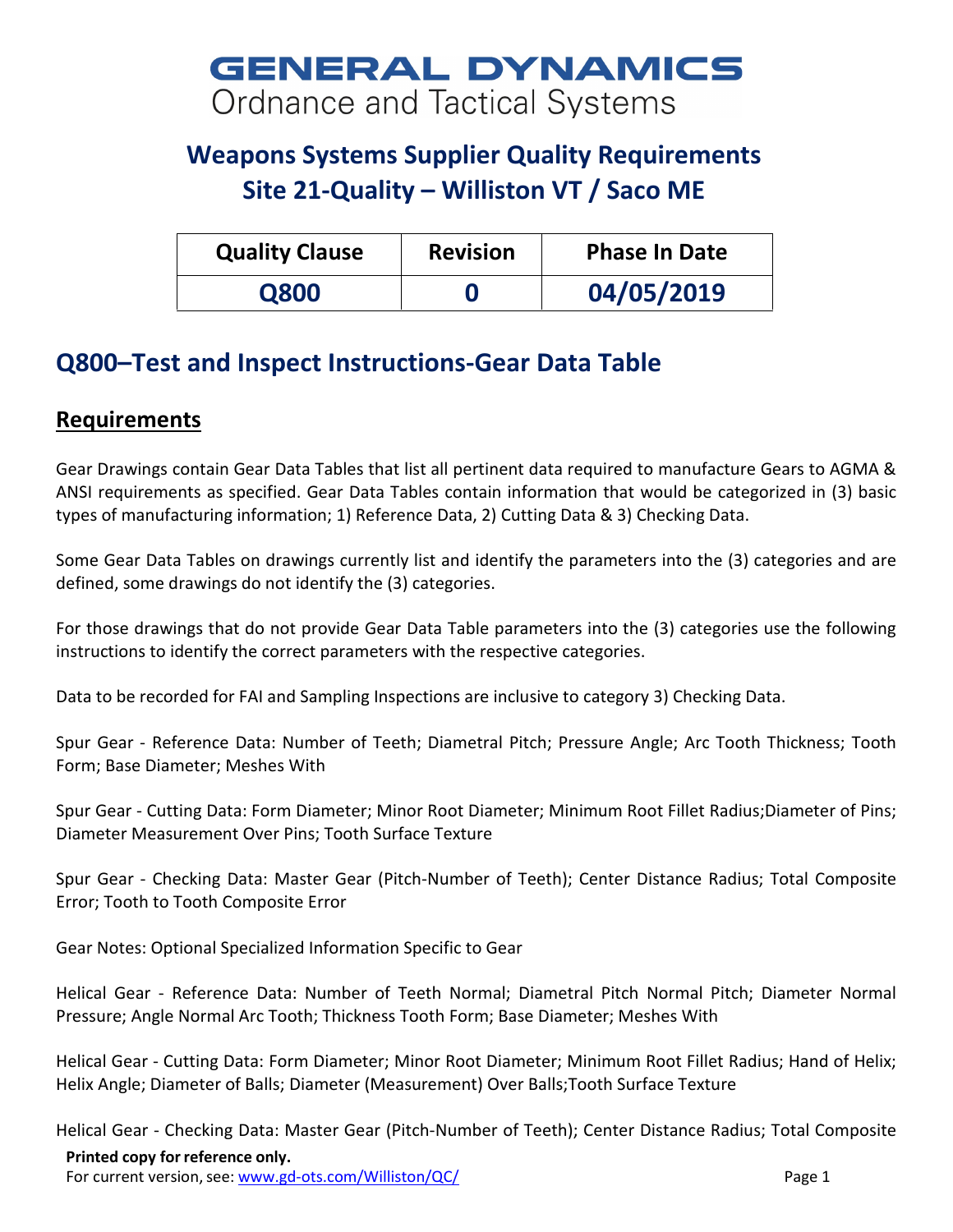# GENERAL DYNAMICS
Ordnance and Tactical Systems

## Weapons Systems Supplier Quality Requirements
## Site 21-Quality – Williston VT / Saco ME

| Quality Clause | Revision | Phase In Date |
|---|---|---|
| **Q800** | **0** | **04/05/2019** |

## Q800–Test and Inspect Instructions-Gear Data Table

### Requirements

Gear Drawings contain Gear Data Tables that list all pertinent data required to manufacture Gears to AGMA & ANSI requirements as specified. Gear Data Tables contain information that would be categorized in (3) basic types of manufacturing information; 1) Reference Data, 2) Cutting Data & 3) Checking Data.

Some Gear Data Tables on drawings currently list and identify the parameters into the (3) categories and are defined, some drawings do not identify the (3) categories.

For those drawings that do not provide Gear Data Table parameters into the (3) categories use the following instructions to identify the correct parameters with the respective categories.

Data to be recorded for FAI and Sampling Inspections are inclusive to category 3) Checking Data.

Spur Gear - Reference Data: Number of Teeth; Diametral Pitch; Pressure Angle; Arc Tooth Thickness; Tooth Form; Base Diameter; Meshes With

Spur Gear - Cutting Data: Form Diameter; Minor Root Diameter; Minimum Root Fillet Radius;Diameter of Pins; Diameter Measurement Over Pins; Tooth Surface Texture

Spur Gear - Checking Data: Master Gear (Pitch-Number of Teeth); Center Distance Radius; Total Composite Error; Tooth to Tooth Composite Error

Gear Notes: Optional Specialized Information Specific to Gear

Helical Gear - Reference Data: Number of Teeth Normal; Diametral Pitch Normal Pitch; Diameter Normal Pressure; Angle Normal Arc Tooth; Thickness Tooth Form; Base Diameter; Meshes With

Helical Gear - Cutting Data: Form Diameter; Minor Root Diameter; Minimum Root Fillet Radius; Hand of Helix; Helix Angle; Diameter of Balls; Diameter (Measurement) Over Balls;Tooth Surface Texture

Helical Gear - Checking Data: Master Gear (Pitch-Number of Teeth); Center Distance Radius; Total Composite

**Printed copy for reference only.**
For current version, see: www.gd-ots.com/Williston/QC/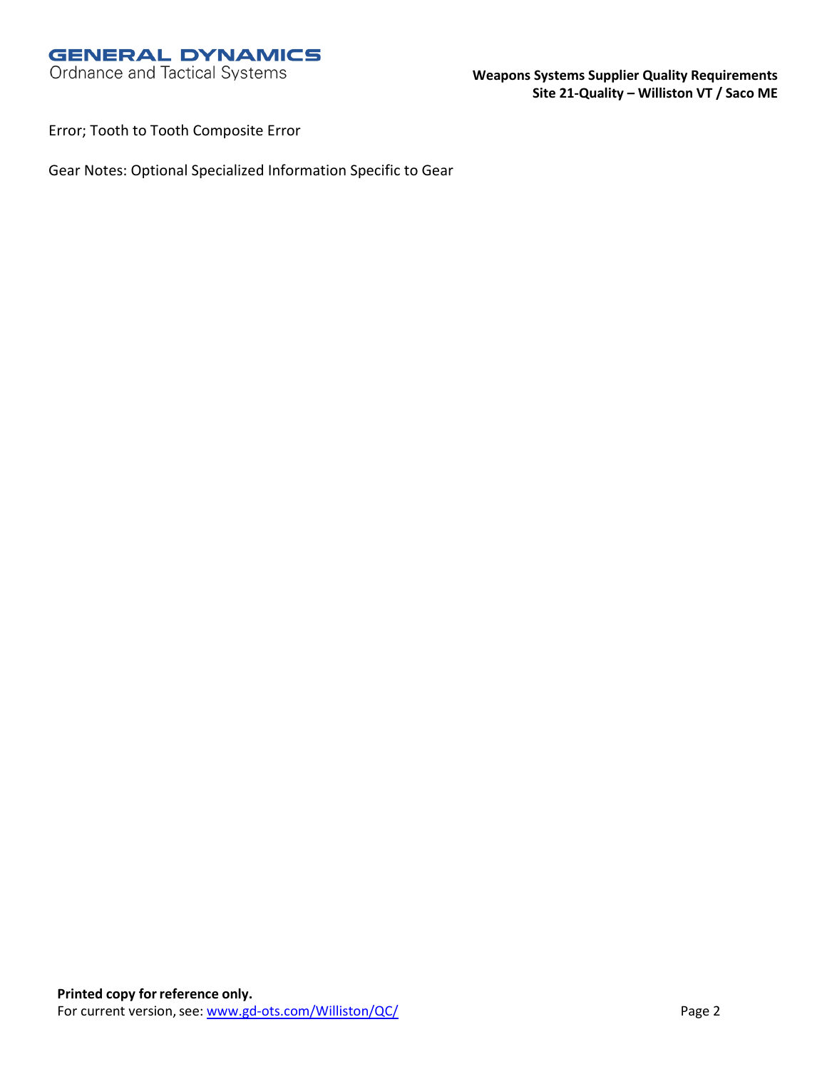Error; Tooth to Tooth Composite Error

Gear Notes: Optional Specialized Information Specific to Gear